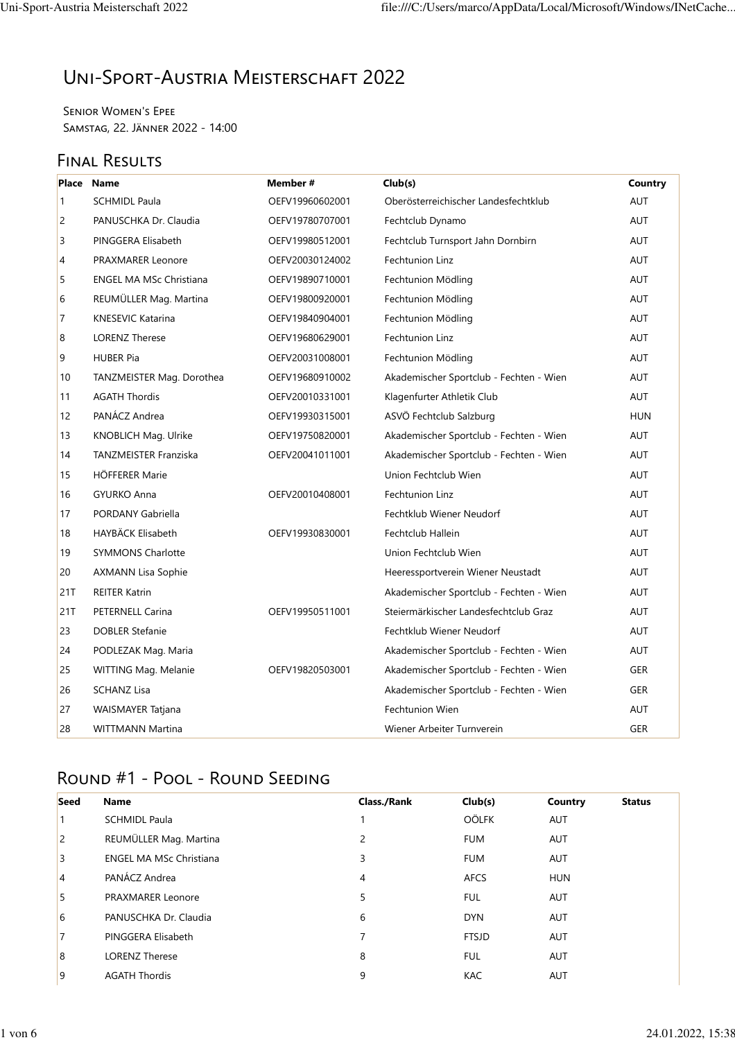# Uni-Sport-Austria Meisterschaft 2022

Senior Women's Epee
Samstag, 22. Jänner 2022 - 14:00

## Final Results

| Place | Name | Member # | Club(s) | Country |
|---|---|---|---|---|
| 1 | SCHMIDL Paula | OEFV19960602001 | Oberösterreichischer Landesfechtklub | AUT |
| 2 | PANUSCHKA Dr. Claudia | OEFV19780707001 | Fechtclub Dynamo | AUT |
| 3 | PINGGERA Elisabeth | OEFV19980512001 | Fechtclub Turnsport Jahn Dornbirn | AUT |
| 4 | PRAXMARER Leonore | OEFV20030124002 | Fechtunion Linz | AUT |
| 5 | ENGEL MA MSc Christiana | OEFV19890710001 | Fechtunion Mödling | AUT |
| 6 | REUMÜLLER Mag. Martina | OEFV19800920001 | Fechtunion Mödling | AUT |
| 7 | KNESEVIC Katarina | OEFV19840904001 | Fechtunion Mödling | AUT |
| 8 | LORENZ Therese | OEFV19680629001 | Fechtunion Linz | AUT |
| 9 | HUBER Pia | OEFV20031008001 | Fechtunion Mödling | AUT |
| 10 | TANZMEISTER Mag. Dorothea | OEFV19680910002 | Akademischer Sportclub - Fechten - Wien | AUT |
| 11 | AGATH Thordis | OEFV20010331001 | Klagenfurter Athletik Club | AUT |
| 12 | PANÁCZ Andrea | OEFV19930315001 | ASVÖ Fechtclub Salzburg | HUN |
| 13 | KNOBLICH Mag. Ulrike | OEFV19750820001 | Akademischer Sportclub - Fechten - Wien | AUT |
| 14 | TANZMEISTER Franziska | OEFV20041011001 | Akademischer Sportclub - Fechten - Wien | AUT |
| 15 | HÖFFERER Marie | | Union Fechtclub Wien | AUT |
| 16 | GYURKO Anna | OEFV20010408001 | Fechtunion Linz | AUT |
| 17 | PORDANY Gabriella | | Fechtklub Wiener Neudorf | AUT |
| 18 | HAYBÄCK Elisabeth | OEFV19930830001 | Fechtclub Hallein | AUT |
| 19 | SYMMONS Charlotte | | Union Fechtclub Wien | AUT |
| 20 | AXMANN Lisa Sophie | | Heeressportverein Wiener Neustadt | AUT |
| 21T | REITER Katrin | | Akademischer Sportclub - Fechten - Wien | AUT |
| 21T | PETERNELL Carina | OEFV19950511001 | Steiermärkischer Landesfechtclub Graz | AUT |
| 23 | DOBLER Stefanie | | Fechtklub Wiener Neudorf | AUT |
| 24 | PODLEZAK Mag. Maria | | Akademischer Sportclub - Fechten - Wien | AUT |
| 25 | WITTING Mag. Melanie | OEFV19820503001 | Akademischer Sportclub - Fechten - Wien | GER |
| 26 | SCHANZ Lisa | | Akademischer Sportclub - Fechten - Wien | GER |
| 27 | WAISMAYER Tatjana | | Fechtunion Wien | AUT |
| 28 | WITTMANN Martina | | Wiener Arbeiter Turnverein | GER |

## Round #1 - Pool - Round Seeding

| Seed | Name | Class./Rank | Club(s) | Country | Status |
|---|---|---|---|---|---|
| 1 | SCHMIDL Paula | 1 | OÖLFK | AUT | |
| 2 | REUMÜLLER Mag. Martina | 2 | FUM | AUT | |
| 3 | ENGEL MA MSc Christiana | 3 | FUM | AUT | |
| 4 | PANÁCZ Andrea | 4 | AFCS | HUN | |
| 5 | PRAXMARER Leonore | 5 | FUL | AUT | |
| 6 | PANUSCHKA Dr. Claudia | 6 | DYN | AUT | |
| 7 | PINGGERA Elisabeth | 7 | FTSJD | AUT | |
| 8 | LORENZ Therese | 8 | FUL | AUT | |
| 9 | AGATH Thordis | 9 | KAC | AUT | |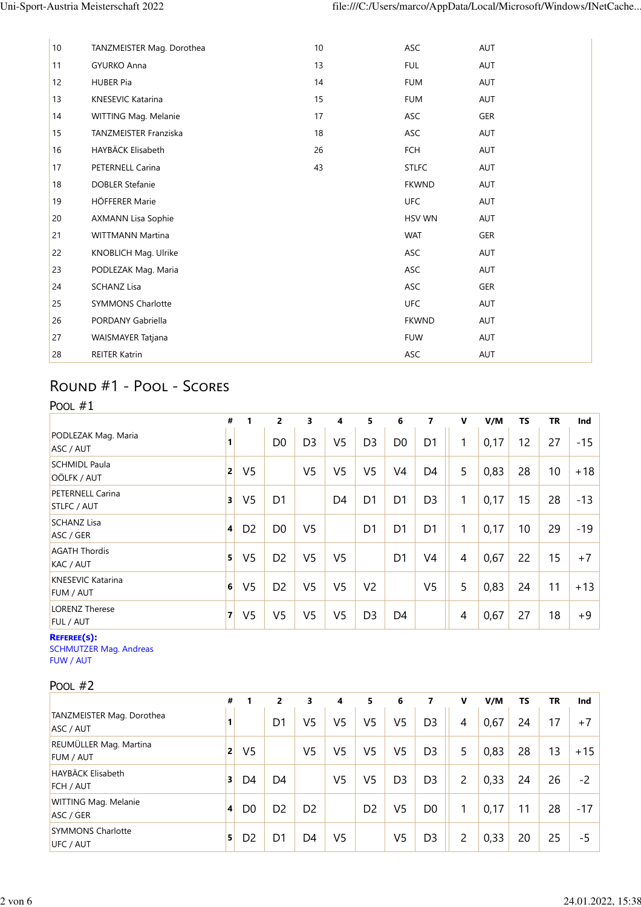| | | | | |
|---|---|---|---|---|
| 10 | TANZMEISTER Mag. Dorothea | 10 | ASC | AUT |
| 11 | GYURKO Anna | 13 | FUL | AUT |
| 12 | HUBER Pia | 14 | FUM | AUT |
| 13 | KNESEVIC Katarina | 15 | FUM | AUT |
| 14 | WITTING Mag. Melanie | 17 | ASC | GER |
| 15 | TANZMEISTER Franziska | 18 | ASC | AUT |
| 16 | HAYBÄCK Elisabeth | 26 | FCH | AUT |
| 17 | PETERNELL Carina | 43 | STLFC | AUT |
| 18 | DOBLER Stefanie | | FKWND | AUT |
| 19 | HÖFFERER Marie | | UFC | AUT |
| 20 | AXMANN Lisa Sophie | | HSV WN | AUT |
| 21 | WITTMANN Martina | | WAT | GER |
| 22 | KNOBLICH Mag. Ulrike | | ASC | AUT |
| 23 | PODLEZAK Mag. Maria | | ASC | AUT |
| 24 | SCHANZ Lisa | | ASC | GER |
| 25 | SYMMONS Charlotte | | UFC | AUT |
| 26 | PORDANY Gabriella | | FKWND | AUT |
| 27 | WAISMAYER Tatjana | | FUW | AUT |
| 28 | REITER Katrin | | ASC | AUT |

## Round #1 - Pool - Scores

### Pool #1

| | # | 1 | 2 | 3 | 4 | 5 | 6 | 7 | V | V/M | TS | TR | Ind |
|---|---|---|---|---|---|---|---|---|---|---|---|---|---|
| PODLEZAK Mag. Maria ASC / AUT | 1 | | D0 | D3 | V5 | D3 | D0 | D1 | 1 | 0,17 | 12 | 27 | -15 |
| SCHMIDL Paula OÖLFK / AUT | 2 | V5 | | V5 | V5 | V5 | V4 | D4 | 5 | 0,83 | 28 | 10 | +18 |
| PETERNELL Carina STLFC / AUT | 3 | V5 | D1 | | D4 | D1 | D1 | D3 | 1 | 0,17 | 15 | 28 | -13 |
| SCHANZ Lisa ASC / GER | 4 | D2 | D0 | V5 | | D1 | D1 | D1 | 1 | 0,17 | 10 | 29 | -19 |
| AGATH Thordis KAC / AUT | 5 | V5 | D2 | V5 | V5 | | D1 | V4 | 4 | 0,67 | 22 | 15 | +7 |
| KNESEVIC Katarina FUM / AUT | 6 | V5 | D2 | V5 | V5 | V2 | | V5 | 5 | 0,83 | 24 | 11 | +13 |
| LORENZ Therese FUL / AUT | 7 | V5 | V5 | V5 | V5 | D3 | D4 | | 4 | 0,67 | 27 | 18 | +9 |

**Referee(s):**
SCHMUTZER Mag. Andreas
FUW / AUT

### Pool #2

| | # | 1 | 2 | 3 | 4 | 5 | 6 | 7 | V | V/M | TS | TR | Ind |
|---|---|---|---|---|---|---|---|---|---|---|---|---|---|
| TANZMEISTER Mag. Dorothea ASC / AUT | 1 | | D1 | V5 | V5 | V5 | V5 | D3 | 4 | 0,67 | 24 | 17 | +7 |
| REUMÜLLER Mag. Martina FUM / AUT | 2 | V5 | | V5 | V5 | V5 | V5 | D3 | 5 | 0,83 | 28 | 13 | +15 |
| HAYBÄCK Elisabeth FCH / AUT | 3 | D4 | D4 | | V5 | V5 | D3 | D3 | 2 | 0,33 | 24 | 26 | -2 |
| WITTING Mag. Melanie ASC / GER | 4 | D0 | D2 | D2 | | D2 | V5 | D0 | 1 | 0,17 | 11 | 28 | -17 |
| SYMMONS Charlotte UFC / AUT | 5 | D2 | D1 | D4 | V5 | | V5 | D3 | 2 | 0,33 | 20 | 25 | -5 |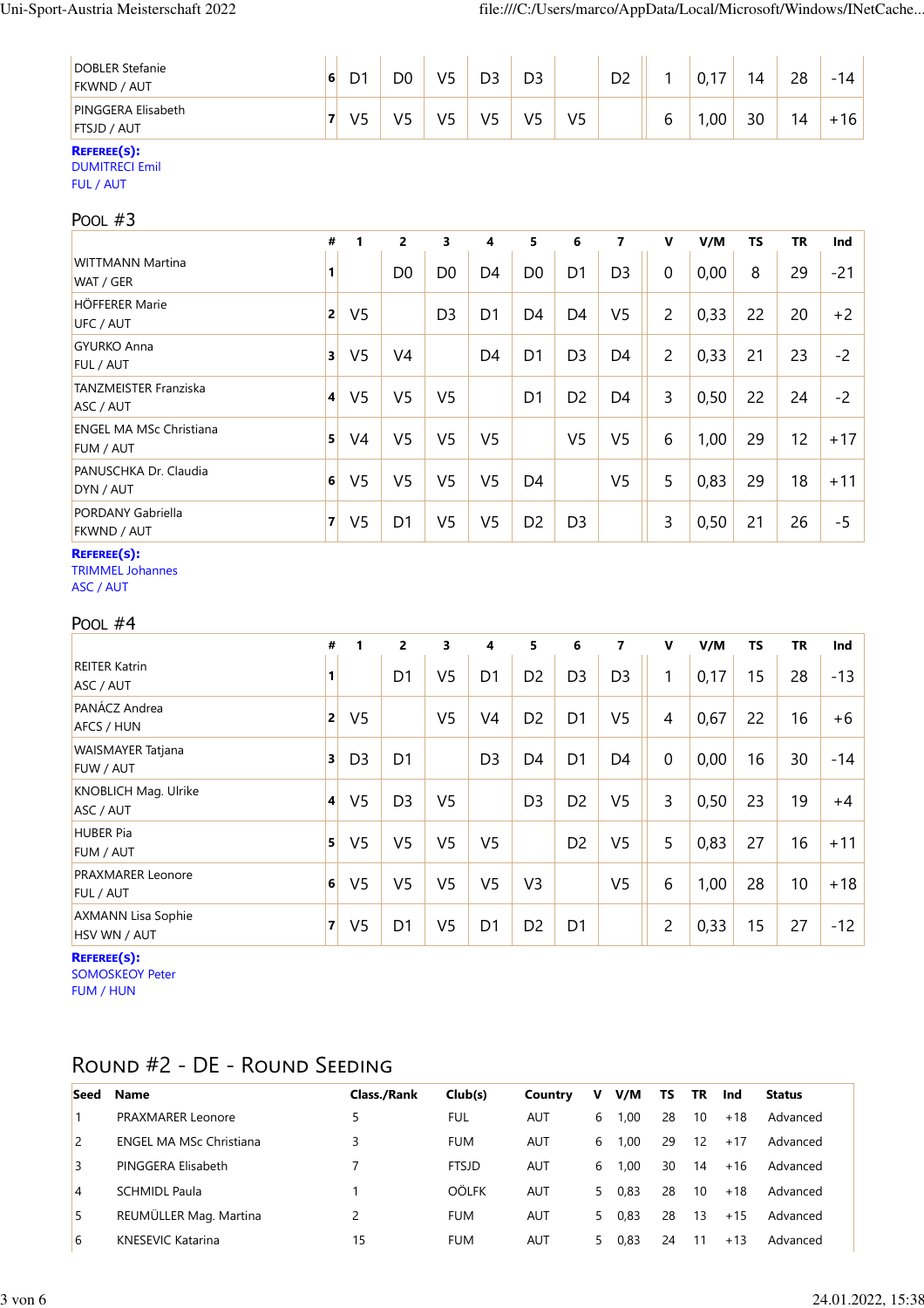| | # | 1 | 2 | 3 | 4 | 5 | 6 | 7 | V | V/M | TS | TR | Ind |
|---|---|---|---|---|---|---|---|---|---|---|---|---|---|
| DOBLER Stefanie FKWND / AUT | 6 | D1 | D0 | V5 | D3 | D3 | | D2 | 1 | 0,17 | 14 | 28 | -14 |
| PINGGERA Elisabeth FTSJD / AUT | 7 | V5 | V5 | V5 | V5 | V5 | V5 | | 6 | 1,00 | 30 | 14 | +16 |

**Referee(s):**
DUMITRECI Emil
FUL / AUT

## Pool #3

| | # | 1 | 2 | 3 | 4 | 5 | 6 | 7 | V | V/M | TS | TR | Ind |
|---|---|---|---|---|---|---|---|---|---|---|---|---|---|
| WITTMANN Martina WAT / GER | 1 | | D0 | D0 | D4 | D0 | D1 | D3 | 0 | 0,00 | 8 | 29 | -21 |
| HÖFFERER Marie UFC / AUT | 2 | V5 | | D3 | D1 | D4 | D4 | V5 | 2 | 0,33 | 22 | 20 | +2 |
| GYURKO Anna FUL / AUT | 3 | V5 | V4 | | D4 | D1 | D3 | D4 | 2 | 0,33 | 21 | 23 | -2 |
| TANZMEISTER Franziska ASC / AUT | 4 | V5 | V5 | V5 | | D1 | D2 | D4 | 3 | 0,50 | 22 | 24 | -2 |
| ENGEL MA MSc Christiana FUM / AUT | 5 | V4 | V5 | V5 | V5 | | V5 | V5 | 6 | 1,00 | 29 | 12 | +17 |
| PANUSCHKA Dr. Claudia DYN / AUT | 6 | V5 | V5 | V5 | V5 | D4 | | V5 | 5 | 0,83 | 29 | 18 | +11 |
| PORDANY Gabriella FKWND / AUT | 7 | V5 | D1 | V5 | V5 | D2 | D3 | | 3 | 0,50 | 21 | 26 | -5 |

**Referee(s):**
TRIMMEL Johannes
ASC / AUT

## Pool #4

| | # | 1 | 2 | 3 | 4 | 5 | 6 | 7 | V | V/M | TS | TR | Ind |
|---|---|---|---|---|---|---|---|---|---|---|---|---|---|
| REITER Katrin ASC / AUT | 1 | | D1 | V5 | D1 | D2 | D3 | D3 | 1 | 0,17 | 15 | 28 | -13 |
| PANÁCZ Andrea AFCS / HUN | 2 | V5 | | V5 | V4 | D2 | D1 | V5 | 4 | 0,67 | 22 | 16 | +6 |
| WAISMAYER Tatjana FUW / AUT | 3 | D3 | D1 | | D3 | D4 | D1 | D4 | 0 | 0,00 | 16 | 30 | -14 |
| KNOBLICH Mag. Ulrike ASC / AUT | 4 | V5 | D3 | V5 | | D3 | D2 | V5 | 3 | 0,50 | 23 | 19 | +4 |
| HUBER Pia FUM / AUT | 5 | V5 | V5 | V5 | V5 | | D2 | V5 | 5 | 0,83 | 27 | 16 | +11 |
| PRAXMARER Leonore FUL / AUT | 6 | V5 | V5 | V5 | V5 | V3 | | V5 | 6 | 1,00 | 28 | 10 | +18 |
| AXMANN Lisa Sophie HSV WN / AUT | 7 | V5 | D1 | V5 | D1 | D2 | D1 | | 2 | 0,33 | 15 | 27 | -12 |

**Referee(s):**
SOMOSKEOY Peter
FUM / HUN

# Round #2 - DE - Round Seeding

| Seed | Name | Class./Rank | Club(s) | Country | V | V/M | TS | TR | Ind | Status |
|---|---|---|---|---|---|---|---|---|---|---|
| 1 | PRAXMARER Leonore | 5 | FUL | AUT | 6 | 1,00 | 28 | 10 | +18 | Advanced |
| 2 | ENGEL MA MSc Christiana | 3 | FUM | AUT | 6 | 1,00 | 29 | 12 | +17 | Advanced |
| 3 | PINGGERA Elisabeth | 7 | FTSJD | AUT | 6 | 1,00 | 30 | 14 | +16 | Advanced |
| 4 | SCHMIDL Paula | 1 | OÖLFK | AUT | 5 | 0,83 | 28 | 10 | +18 | Advanced |
| 5 | REUMÜLLER Mag. Martina | 2 | FUM | AUT | 5 | 0,83 | 28 | 13 | +15 | Advanced |
| 6 | KNESEVIC Katarina | 15 | FUM | AUT | 5 | 0,83 | 24 | 11 | +13 | Advanced |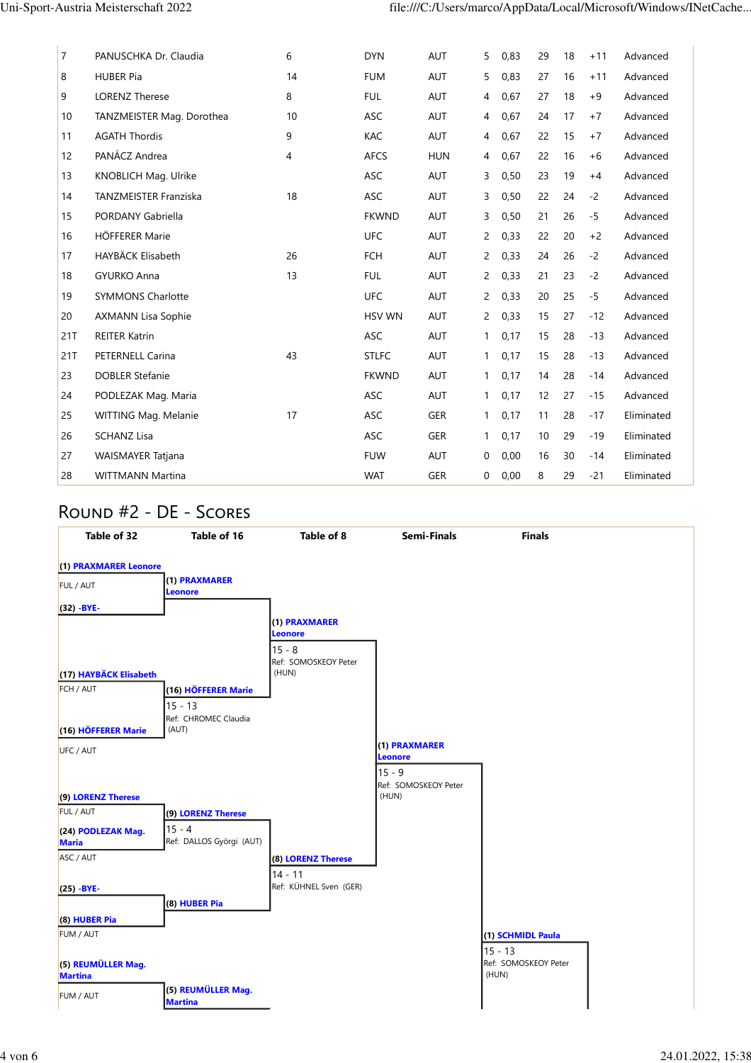| 7 | PANUSCHKA Dr. Claudia | 6 | DYN | AUT | 5 | 0,83 | 29 | 18 | +11 | Advanced |
|---|---|---|---|---|---|---|---|---|---|---|
| 8 | HUBER Pia | 14 | FUM | AUT | 5 | 0,83 | 27 | 16 | +11 | Advanced |
| 9 | LORENZ Therese | 8 | FUL | AUT | 4 | 0,67 | 27 | 18 | +9 | Advanced |
| 10 | TANZMEISTER Mag. Dorothea | 10 | ASC | AUT | 4 | 0,67 | 24 | 17 | +7 | Advanced |
| 11 | AGATH Thordis | 9 | KAC | AUT | 4 | 0,67 | 22 | 15 | +7 | Advanced |
| 12 | PANÁCZ Andrea | 4 | AFCS | HUN | 4 | 0,67 | 22 | 16 | +6 | Advanced |
| 13 | KNOBLICH Mag. Ulrike | | ASC | AUT | 3 | 0,50 | 23 | 19 | +4 | Advanced |
| 14 | TANZMEISTER Franziska | 18 | ASC | AUT | 3 | 0,50 | 22 | 24 | -2 | Advanced |
| 15 | PORDANY Gabriella | | FKWND | AUT | 3 | 0,50 | 21 | 26 | -5 | Advanced |
| 16 | HÖFFERER Marie | | UFC | AUT | 2 | 0,33 | 22 | 20 | +2 | Advanced |
| 17 | HAYBÄCK Elisabeth | 26 | FCH | AUT | 2 | 0,33 | 24 | 26 | -2 | Advanced |
| 18 | GYURKO Anna | 13 | FUL | AUT | 2 | 0,33 | 21 | 23 | -2 | Advanced |
| 19 | SYMMONS Charlotte | | UFC | AUT | 2 | 0,33 | 20 | 25 | -5 | Advanced |
| 20 | AXMANN Lisa Sophie | | HSV WN | AUT | 2 | 0,33 | 15 | 27 | -12 | Advanced |
| 21T | REITER Katrin | | ASC | AUT | 1 | 0,17 | 15 | 28 | -13 | Advanced |
| 21T | PETERNELL Carina | 43 | STLFC | AUT | 1 | 0,17 | 15 | 28 | -13 | Advanced |
| 23 | DOBLER Stefanie | | FKWND | AUT | 1 | 0,17 | 14 | 28 | -14 | Advanced |
| 24 | PODLEZAK Mag. Maria | | ASC | AUT | 1 | 0,17 | 12 | 27 | -15 | Advanced |
| 25 | WITTING Mag. Melanie | 17 | ASC | GER | 1 | 0,17 | 11 | 28 | -17 | Eliminated |
| 26 | SCHANZ Lisa | | ASC | GER | 1 | 0,17 | 10 | 29 | -19 | Eliminated |
| 27 | WAISMAYER Tatjana | | FUW | AUT | 0 | 0,00 | 16 | 30 | -14 | Eliminated |
| 28 | WITTMANN Martina | | WAT | GER | 0 | 0,00 | 8 | 29 | -21 | Eliminated |

## Round #2 - DE - Scores

| Table of 32 | Table of 16 | Table of 8 | Semi-Finals | Finals |
|---|---|---|---|---|
| (1) PRAXMARER Leonore FUL / AUT | (1) PRAXMARER Leonore | | | |
| (32) -BYE- | | (1) PRAXMARER Leonore 15 - 8 Ref: SOMOSKEOY Peter (HUN) | | |
| (17) HAYBÄCK Elisabeth FCH / AUT | (16) HÖFFERER Marie 15 - 13 Ref: CHROMEC Claudia (AUT) | | | |
| (16) HÖFFERER Marie UFC / AUT | | | (1) PRAXMARER Leonore 15 - 9 Ref: SOMOSKEOY Peter (HUN) | |
| (9) LORENZ Therese FUL / AUT | (9) LORENZ Therese 15 - 4 Ref: DALLOS Györgi (AUT) | | | |
| (24) PODLEZAK Mag. Maria ASC / AUT | | (8) LORENZ Therese 14 - 11 Ref: KÜHNEL Sven (GER) | | |
| (25) -BYE- | (8) HUBER Pia | | | |
| (8) HUBER Pia FUM / AUT | | | | (1) SCHMIDL Paula 15 - 13 Ref: SOMOSKEOY Peter (HUN) |
| (5) REUMÜLLER Mag. Martina FUM / AUT | (5) REUMÜLLER Mag. Martina | | | |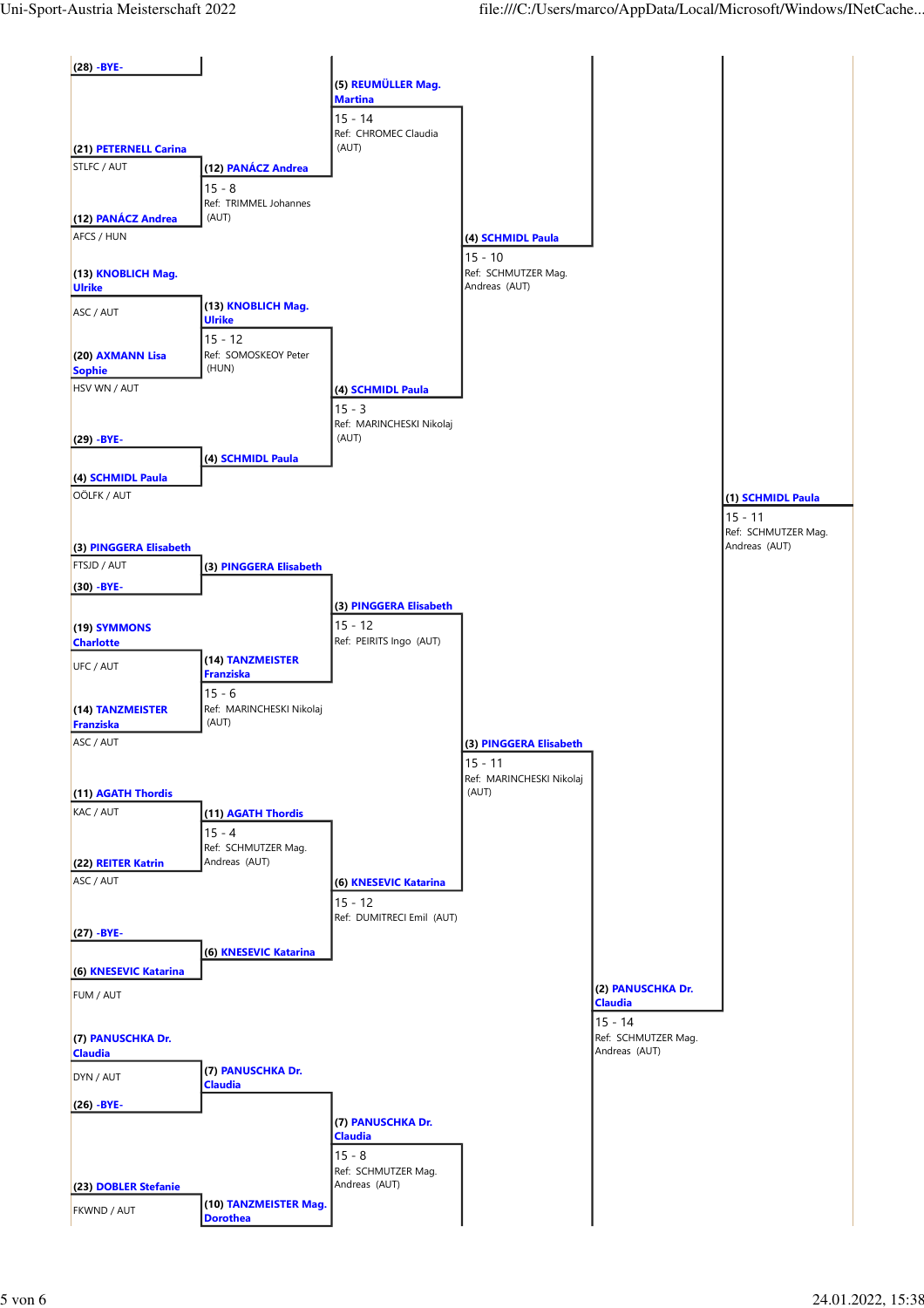**Round 1**

| Seed | Fencer | Club / Nation |
|---|---|---|
| (28) | -BYE- | |
| (21) | PETERNELL Carina | STLFC / AUT |
| (12) | PANÁCZ Andrea | AFCS / HUN |
| (13) | KNOBLICH Mag. Ulrike | ASC / AUT |
| (20) | AXMANN Lisa Sophie | HSV WN / AUT |
| (29) | -BYE- | |
| (4) | SCHMIDL Paula | OÖLFK / AUT |
| (3) | PINGGERA Elisabeth | FTSJD / AUT |
| (30) | -BYE- | |
| (19) | SYMMONS Charlotte | UFC / AUT |
| (14) | TANZMEISTER Franziska | ASC / AUT |
| (11) | AGATH Thordis | KAC / AUT |
| (22) | REITER Katrin | ASC / AUT |
| (27) | -BYE- | |
| (6) | KNESEVIC Katarina | FUM / AUT |
| (7) | PANUSCHKA Dr. Claudia | DYN / AUT |
| (26) | -BYE- | |
| (23) | DOBLER Stefanie | FKWND / AUT |

**Round 2**

| Winner | Score | Referee |
|---|---|---|
| (12) PANÁCZ Andrea | 15 - 8 | TRIMMEL Johannes (AUT) |
| (13) KNOBLICH Mag. Ulrike | 15 - 12 | SOMOSKEOY Peter (HUN) |
| (4) SCHMIDL Paula | | |
| (3) PINGGERA Elisabeth | | |
| (14) TANZMEISTER Franziska | 15 - 6 | MARINCHESKI Nikolaj (AUT) |
| (11) AGATH Thordis | 15 - 4 | SCHMUTZER Mag. Andreas (AUT) |
| (6) KNESEVIC Katarina | | |
| (7) PANUSCHKA Dr. Claudia | | |
| (10) TANZMEISTER Mag. Dorothea | | |

**Round 3**

| Winner | Score | Referee |
|---|---|---|
| (5) REUMÜLLER Mag. Martina | 15 - 14 | CHROMEC Claudia (AUT) |
| (4) SCHMIDL Paula | 15 - 3 | MARINCHESKI Nikolaj (AUT) |
| (3) PINGGERA Elisabeth | 15 - 12 | PEIRITS Ingo (AUT) |
| (6) KNESEVIC Katarina | 15 - 12 | DUMITRECI Emil (AUT) |
| (7) PANUSCHKA Dr. Claudia | 15 - 8 | SCHMUTZER Mag. Andreas (AUT) |

**Round 4**

| Winner | Score | Referee |
|---|---|---|
| (4) SCHMIDL Paula | 15 - 10 | SCHMUTZER Mag. Andreas (AUT) |
| (3) PINGGERA Elisabeth | 15 - 11 | MARINCHESKI Nikolaj (AUT) |

**Round 5**

| Winner | Score | Referee |
|---|---|---|
| (2) PANUSCHKA Dr. Claudia | 15 - 14 | SCHMUTZER Mag. Andreas (AUT) |

**Round 6**

| Winner | Score | Referee |
|---|---|---|
| (1) SCHMIDL Paula | 15 - 11 | SCHMUTZER Mag. Andreas (AUT) |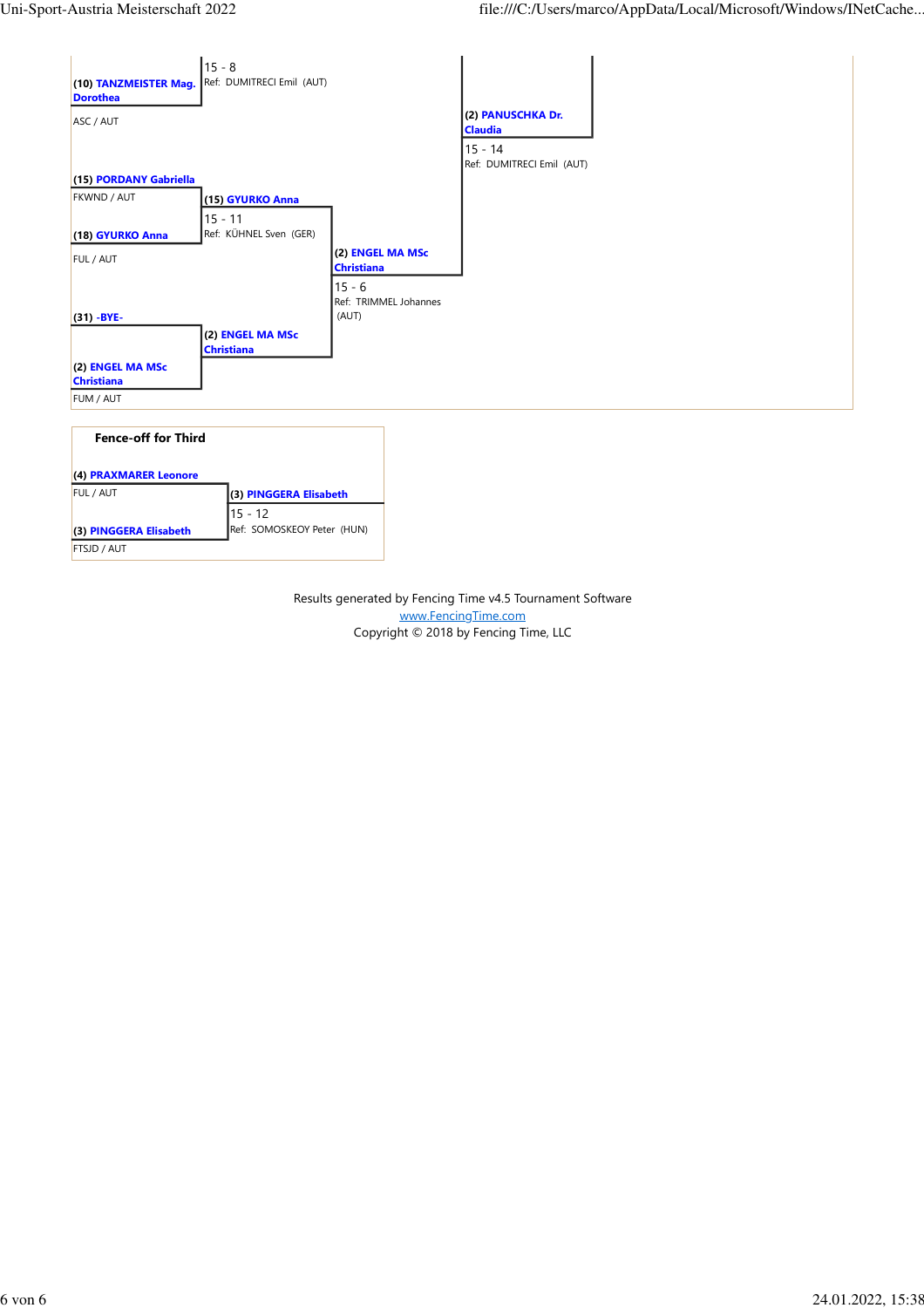(10) TANZMEISTER Mag. Dorothea
ASC / AUT

15 - 8
Ref: DUMITRECI Emil (AUT)

(2) PANUSCHKA Dr. Claudia
15 - 14
Ref: DUMITRECI Emil (AUT)

(15) PORDANY Gabriella
FKWND / AUT

(15) GYURKO Anna
15 - 11
Ref: KÜHNEL Sven (GER)

(18) GYURKO Anna
FUL / AUT

(2) ENGEL MA MSc Christiana
15 - 6
Ref: TRIMMEL Johannes (AUT)

(31) -BYE-

(2) ENGEL MA MSc Christiana

(2) ENGEL MA MSc Christiana
FUM / AUT

**Fence-off for Third**

(4) PRAXMARER Leonore
FUL / AUT

(3) PINGGERA Elisabeth
15 - 12
Ref: SOMOSKEOY Peter (HUN)

(3) PINGGERA Elisabeth
FTSJD / AUT

Results generated by Fencing Time v4.5 Tournament Software
www.FencingTime.com
Copyright © 2018 by Fencing Time, LLC